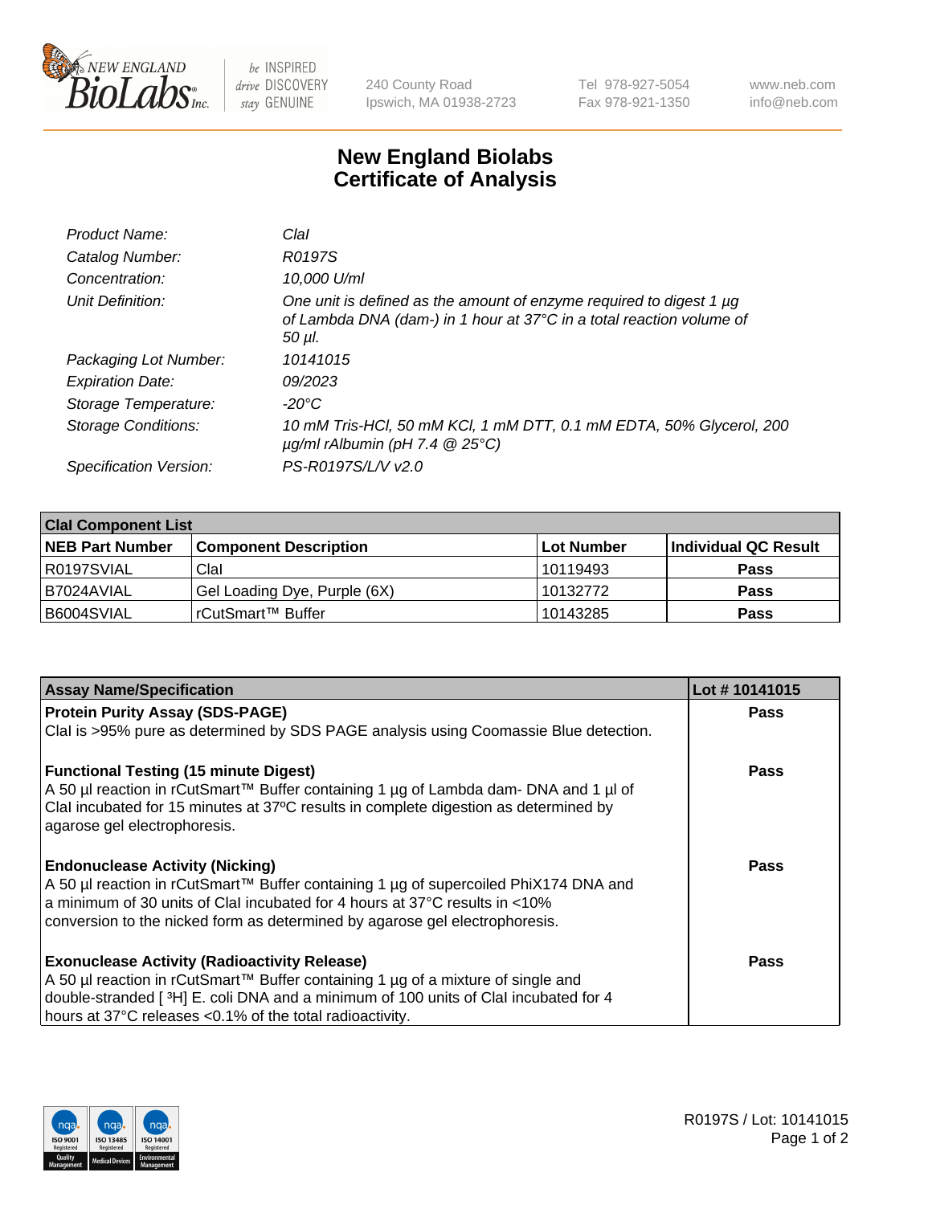# New England Biolabs Certificate of Analysis

| | |
|---|---|
| *Product Name:* | *ClaI* |
| *Catalog Number:* | *R0197S* |
| *Concentration:* | *10,000 U/ml* |
| *Unit Definition:* | *One unit is defined as the amount of enzyme required to digest 1 µg of Lambda DNA (dam-) in 1 hour at 37°C in a total reaction volume of 50 µl.* |
| *Packaging Lot Number:* | *10141015* |
| *Expiration Date:* | *09/2023* |
| *Storage Temperature:* | *-20°C* |
| *Storage Conditions:* | *10 mM Tris-HCl, 50 mM KCl, 1 mM DTT, 0.1 mM EDTA, 50% Glycerol, 200 µg/ml rAlbumin (pH 7.4 @ 25°C)* |
| *Specification Version:* | *PS-R0197S/L/V v2.0* |

| **ClaI Component List** | | | |
|---|---|---|---|
| **NEB Part Number** | **Component Description** | **Lot Number** | **Individual QC Result** |
| R0197SVIAL | ClaI | 10119493 | **Pass** |
| B7024AVIAL | Gel Loading Dye, Purple (6X) | 10132772 | **Pass** |
| B6004SVIAL | rCutSmart™ Buffer | 10143285 | **Pass** |

| **Assay Name/Specification** | **Lot # 10141015** |
|---|---|
| **Protein Purity Assay (SDS-PAGE)**<br>ClaI is >95% pure as determined by SDS PAGE analysis using Coomassie Blue detection. | **Pass** |
| **Functional Testing (15 minute Digest)**<br>A 50 µl reaction in rCutSmart™ Buffer containing 1 µg of Lambda dam- DNA and 1 µl of ClaI incubated for 15 minutes at 37ºC results in complete digestion as determined by agarose gel electrophoresis. | **Pass** |
| **Endonuclease Activity (Nicking)**<br>A 50 µl reaction in rCutSmart™ Buffer containing 1 µg of supercoiled PhiX174 DNA and a minimum of 30 units of ClaI incubated for 4 hours at 37°C results in <10% conversion to the nicked form as determined by agarose gel electrophoresis. | **Pass** |
| **Exonuclease Activity (Radioactivity Release)**<br>A 50 µl reaction in rCutSmart™ Buffer containing 1 µg of a mixture of single and double-stranded [ $^{3}$H] E. coli DNA and a minimum of 100 units of ClaI incubated for 4 hours at 37°C releases <0.1% of the total radioactivity. | **Pass** |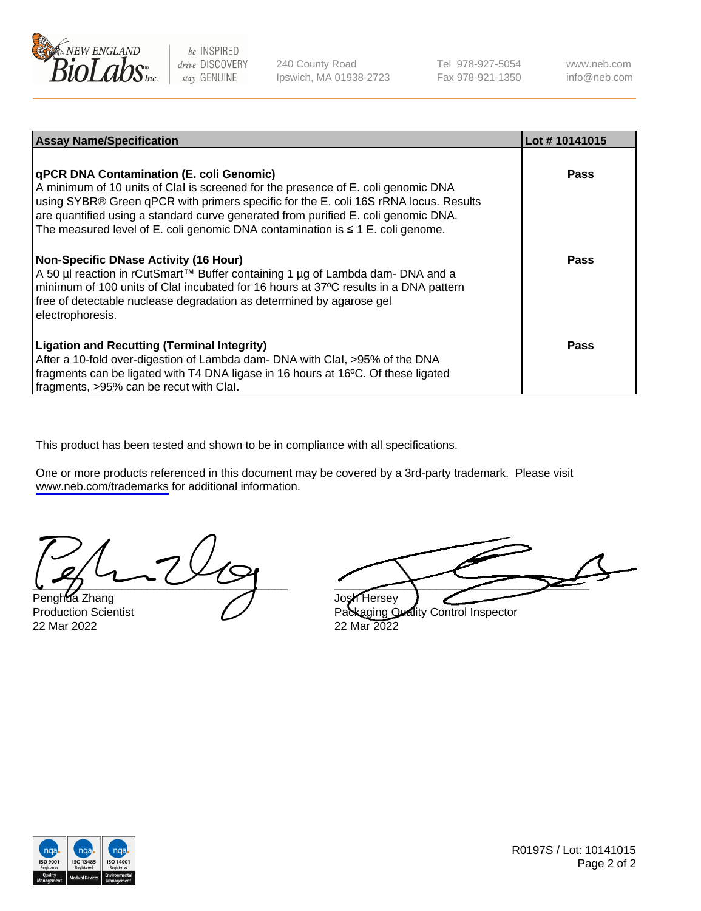| Assay Name/Specification | Lot # 10141015 |
|---|---|
| **qPCR DNA Contamination (E. coli Genomic)**<br>A minimum of 10 units of ClaI is screened for the presence of E. coli genomic DNA using SYBR® Green qPCR with primers specific for the E. coli 16S rRNA locus. Results are quantified using a standard curve generated from purified E. coli genomic DNA. The measured level of E. coli genomic DNA contamination is ≤ 1 E. coli genome. | **Pass** |
| **Non-Specific DNase Activity (16 Hour)**<br>A 50 µl reaction in rCutSmart™ Buffer containing 1 µg of Lambda dam- DNA and a minimum of 100 units of ClaI incubated for 16 hours at 37ºC results in a DNA pattern free of detectable nuclease degradation as determined by agarose gel electrophoresis. | **Pass** |
| **Ligation and Recutting (Terminal Integrity)**<br>After a 10-fold over-digestion of Lambda dam- DNA with ClaI, >95% of the DNA fragments can be ligated with T4 DNA ligase in 16 hours at 16ºC. Of these ligated fragments, >95% can be recut with ClaI. | **Pass** |

This product has been tested and shown to be in compliance with all specifications.

One or more products referenced in this document may be covered by a 3rd-party trademark. Please visit www.neb.com/trademarks for additional information.

Penghua Zhang
Production Scientist
22 Mar 2022

Josh Hersey
Packaging Quality Control Inspector
22 Mar 2022

R0197S / Lot: 10141015